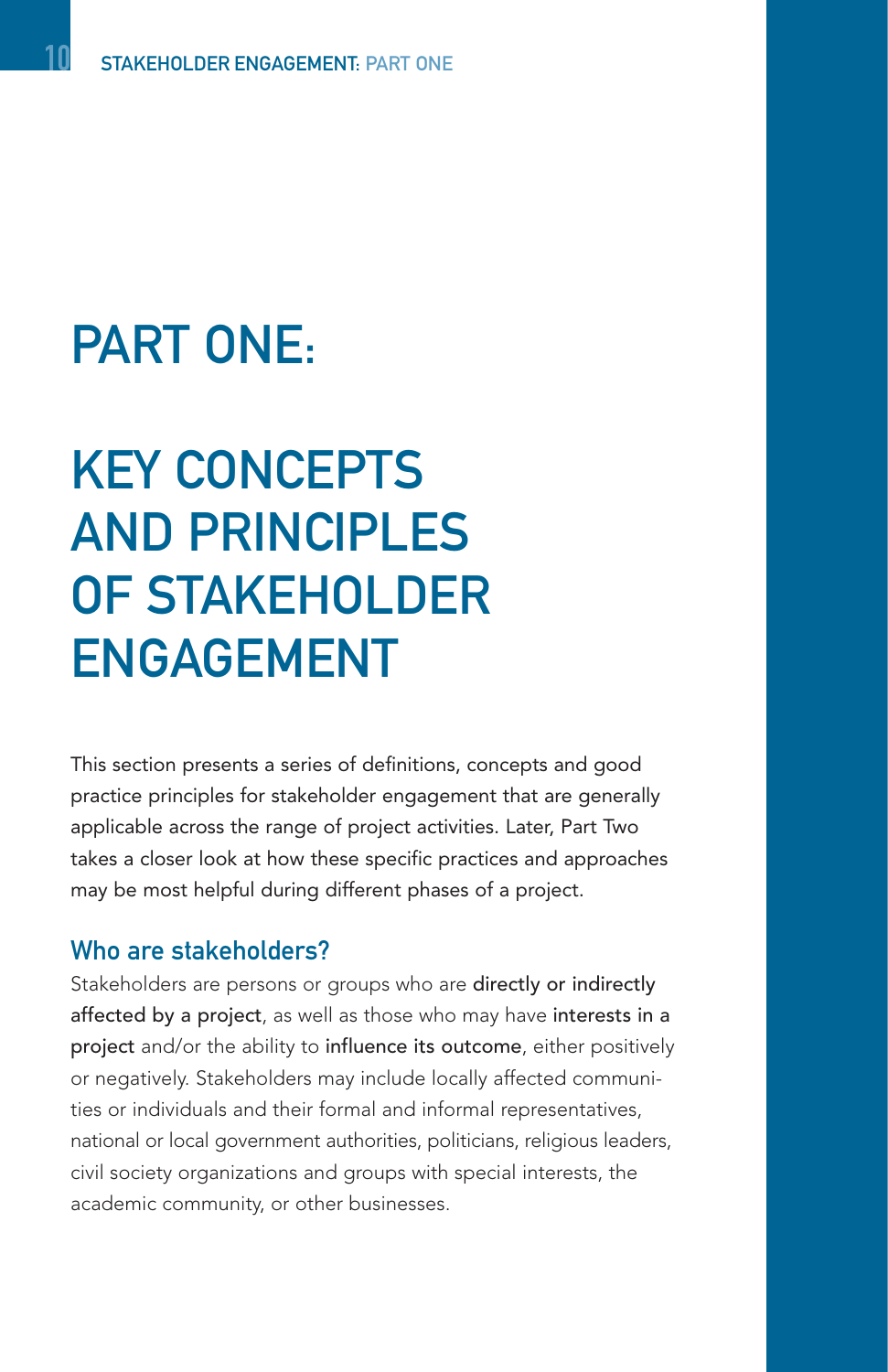# PART ONE:

# KEY CONCEPTS AND PRINCIPLES OF STAKEHOLDER ENGAGEMENT

This section presents a series of definitions, concepts and good practice principles for stakeholder engagement that are generally applicable across the range of project activities. Later, Part Two takes a closer look at how these specific practices and approaches may be most helpful during different phases of a project.

## Who are stakeholders?

Stakeholders are persons or groups who are **directly or indirectly affected by a project**, as well as those who may have **interests in a project** and/or the ability to **influence its outcome**, either positively or negatively. Stakeholders may include locally affected communities or individuals and their formal and informal representatives, national or local government authorities, politicians, religious leaders, civil society organizations and groups with special interests, the academic community, or other businesses.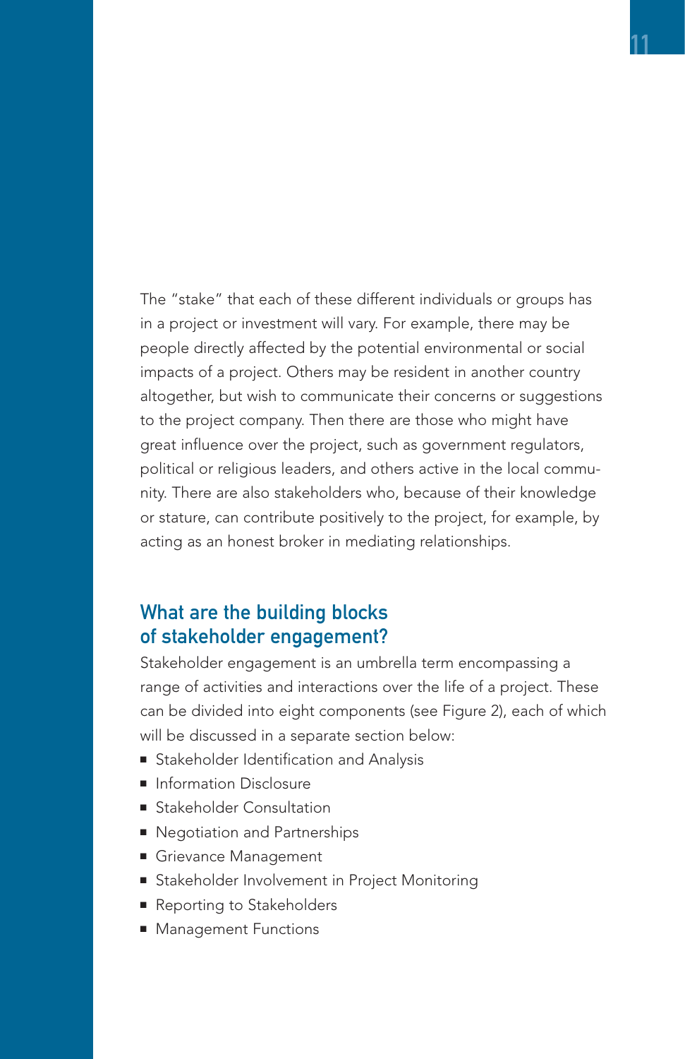The "stake" that each of these different individuals or groups has in a project or investment will vary. For example, there may be people directly affected by the potential environmental or social impacts of a project. Others may be resident in another country altogether, but wish to communicate their concerns or suggestions to the project company. Then there are those who might have great influence over the project, such as government regulators, political or religious leaders, and others active in the local community. There are also stakeholders who, because of their knowledge or stature, can contribute positively to the project, for example, by acting as an honest broker in mediating relationships.

## What are the building blocks of stakeholder engagement?

Stakeholder engagement is an umbrella term encompassing a range of activities and interactions over the life of a project. These can be divided into eight components (see Figure 2), each of which will be discussed in a separate section below:

- Stakeholder Identification and Analysis
- Information Disclosure
- Stakeholder Consultation
- Negotiation and Partnerships
- Grievance Management
- Stakeholder Involvement in Project Monitoring
- Reporting to Stakeholders
- Management Functions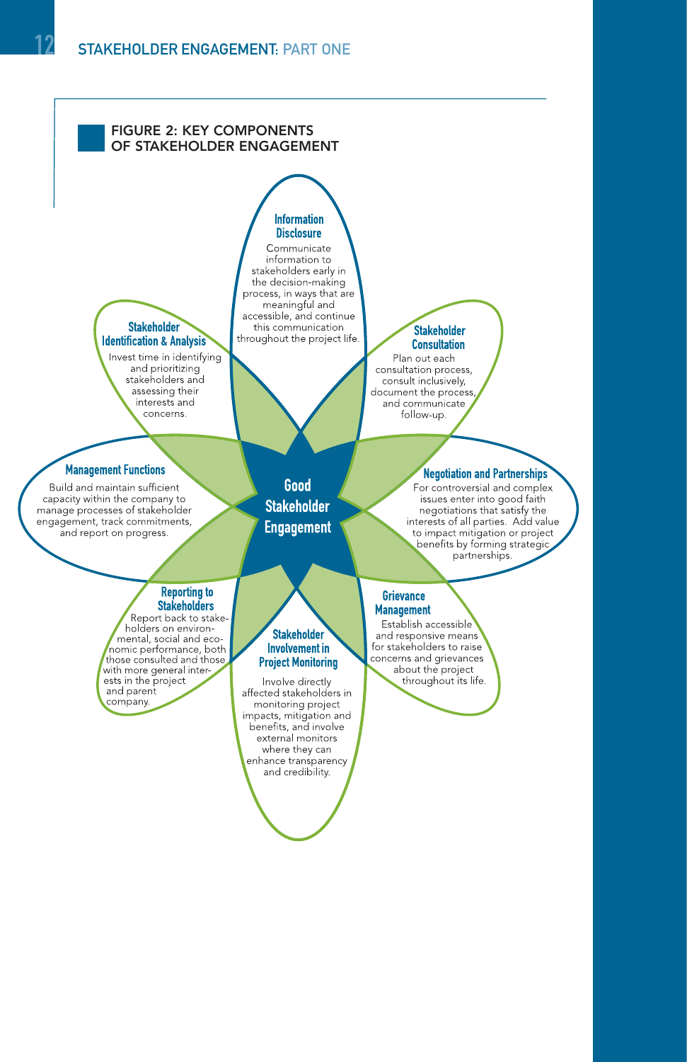## FIGURE 2: KEY COMPONENTS OF STAKEHOLDER ENGAGEMENT

**Good Stakeholder Engagement**

**Information Disclosure**
Communicate information to stakeholders early in the decision-making process, in ways that are meaningful and accessible, and continue this communication throughout the project life.

**Stakeholder Consultation**
Plan out each consultation process, consult inclusively, document the process, and communicate follow-up.

**Negotiation and Partnerships**
For controversial and complex issues enter into good faith negotiations that satisfy the interests of all parties. Add value to impact mitigation or project benefits by forming strategic partnerships.

**Grievance Management**
Establish accessible and responsive means for stakeholders to raise concerns and grievances about the project throughout its life.

**Stakeholder Involvement in Project Monitoring**
Involve directly affected stakeholders in monitoring project impacts, mitigation and benefits, and involve external monitors where they can enhance transparency and credibility.

**Reporting to Stakeholders**
Report back to stakeholders on environmental, social and economic performance, both those consulted and those with more general interests in the project and parent company.

**Management Functions**
Build and maintain sufficient capacity within the company to manage processes of stakeholder engagement, track commitments, and report on progress.

**Stakeholder Identification & Analysis**
Invest time in identifying and prioritizing stakeholders and assessing their interests and concerns.